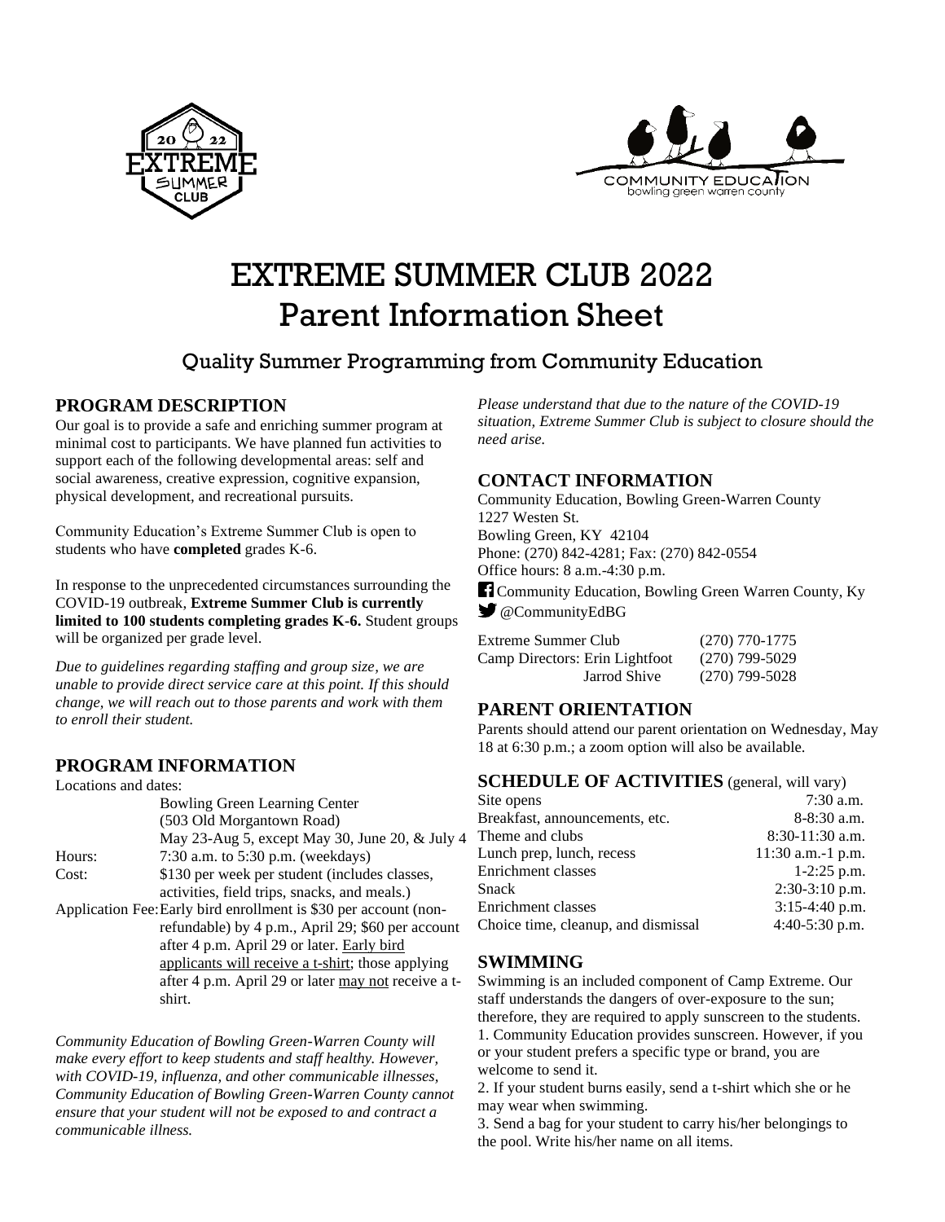# EXTREME SUMMER CLUB 2022
# Parent Information Sheet

## Quality Summer Programming from Community Education

### PROGRAM DESCRIPTION

Our goal is to provide a safe and enriching summer program at minimal cost to participants. We have planned fun activities to support each of the following developmental areas: self and social awareness, creative expression, cognitive expansion, physical development, and recreational pursuits.

Community Education's Extreme Summer Club is open to students who have **completed** grades K-6.

In response to the unprecedented circumstances surrounding the COVID-19 outbreak, **Extreme Summer Club is currently limited to 100 students completing grades K-6.** Student groups will be organized per grade level.

*Due to guidelines regarding staffing and group size, we are unable to provide direct service care at this point. If this should change, we will reach out to those parents and work with them to enroll their student.*

### PROGRAM INFORMATION

Locations and dates:
Bowling Green Learning Center
(503 Old Morgantown Road)
May 23-Aug 5, except May 30, June 20, & July 4

Hours: 7:30 a.m. to 5:30 p.m. (weekdays)

Cost: $130 per week per student (includes classes, activities, field trips, snacks, and meals.)

Application Fee: Early bird enrollment is $30 per account (non-refundable) by 4 p.m., April 29; $60 per account after 4 p.m. April 29 or later. Early bird applicants will receive a t-shirt; those applying after 4 p.m. April 29 or later may not receive a t-shirt.

*Community Education of Bowling Green-Warren County will make every effort to keep students and staff healthy. However, with COVID-19, influenza, and other communicable illnesses, Community Education of Bowling Green-Warren County cannot ensure that your student will not be exposed to and contract a communicable illness.*

*Please understand that due to the nature of the COVID-19 situation, Extreme Summer Club is subject to closure should the need arise.*

### CONTACT INFORMATION

Community Education, Bowling Green-Warren County
1227 Westen St.
Bowling Green, KY 42104
Phone: (270) 842-4281; Fax: (270) 842-0554
Office hours: 8 a.m.-4:30 p.m.

Community Education, Bowling Green Warren County, Ky
@CommunityEdBG

| | |
|---|---|
| Extreme Summer Club | (270) 770-1775 |
| Camp Directors: Erin Lightfoot | (270) 799-5029 |
| Jarrod Shive | (270) 799-5028 |

### PARENT ORIENTATION

Parents should attend our parent orientation on Wednesday, May 18 at 6:30 p.m.; a zoom option will also be available.

### SCHEDULE OF ACTIVITIES (general, will vary)

| | |
|---|---|
| Site opens | 7:30 a.m. |
| Breakfast, announcements, etc. | 8-8:30 a.m. |
| Theme and clubs | 8:30-11:30 a.m. |
| Lunch prep, lunch, recess | 11:30 a.m.-1 p.m. |
| Enrichment classes | 1-2:25 p.m. |
| Snack | 2:30-3:10 p.m. |
| Enrichment classes | 3:15-4:40 p.m. |
| Choice time, cleanup, and dismissal | 4:40-5:30 p.m. |

### SWIMMING

Swimming is an included component of Camp Extreme. Our staff understands the dangers of over-exposure to the sun; therefore, they are required to apply sunscreen to the students.

1. Community Education provides sunscreen. However, if you or your student prefers a specific type or brand, you are welcome to send it.
2. If your student burns easily, send a t-shirt which she or he may wear when swimming.
3. Send a bag for your student to carry his/her belongings to the pool. Write his/her name on all items.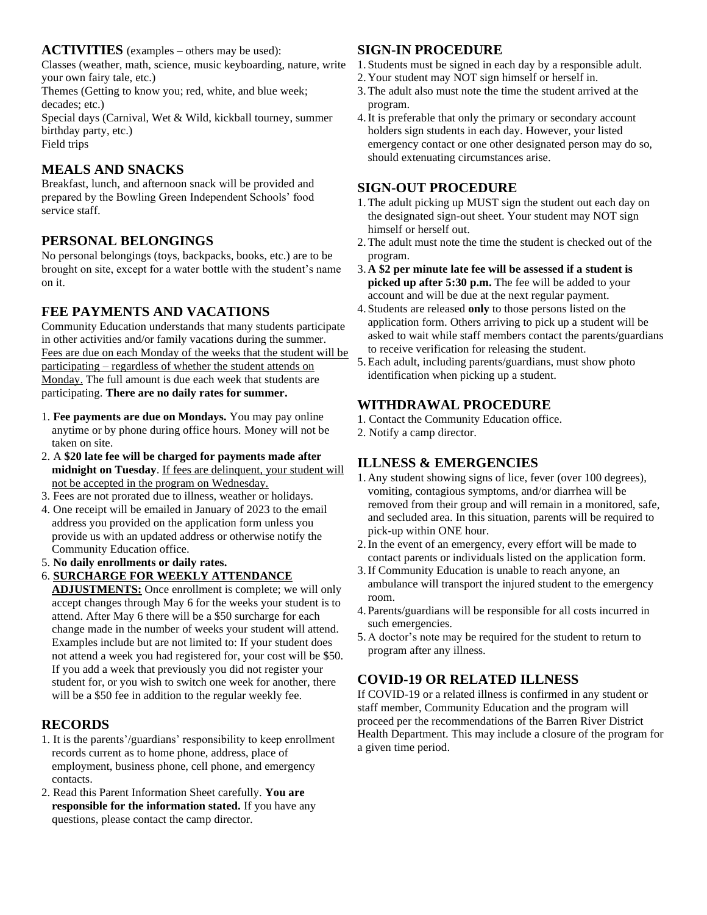## ACTIVITIES (examples – others may be used):

Classes (weather, math, science, music keyboarding, nature, write your own fairy tale, etc.)
Themes (Getting to know you; red, white, and blue week; decades; etc.)
Special days (Carnival, Wet & Wild, kickball tourney, summer birthday party, etc.)
Field trips

## MEALS AND SNACKS

Breakfast, lunch, and afternoon snack will be provided and prepared by the Bowling Green Independent Schools' food service staff.

## PERSONAL BELONGINGS

No personal belongings (toys, backpacks, books, etc.) are to be brought on site, except for a water bottle with the student's name on it.

## FEE PAYMENTS AND VACATIONS

Community Education understands that many students participate in other activities and/or family vacations during the summer. Fees are due on each Monday of the weeks that the student will be participating – regardless of whether the student attends on Monday. The full amount is due each week that students are participating. **There are no daily rates for summer.**

1. **Fee payments are due on Mondays.** You may pay online anytime or by phone during office hours. Money will not be taken on site.
2. A **$20 late fee will be charged for payments made after midnight on Tuesday**. If fees are delinquent, your student will not be accepted in the program on Wednesday.
3. Fees are not prorated due to illness, weather or holidays.
4. One receipt will be emailed in January of 2023 to the email address you provided on the application form unless you provide us with an updated address or otherwise notify the Community Education office.
5. **No daily enrollments or daily rates.**
6. **SURCHARGE FOR WEEKLY ATTENDANCE ADJUSTMENTS:** Once enrollment is complete; we will only accept changes through May 6 for the weeks your student is to attend. After May 6 there will be a $50 surcharge for each change made in the number of weeks your student will attend. Examples include but are not limited to: If your student does not attend a week you had registered for, your cost will be $50. If you add a week that previously you did not register your student for, or you wish to switch one week for another, there will be a $50 fee in addition to the regular weekly fee.

## RECORDS

1. It is the parents'/guardians' responsibility to keep enrollment records current as to home phone, address, place of employment, business phone, cell phone, and emergency contacts.
2. Read this Parent Information Sheet carefully. **You are responsible for the information stated.** If you have any questions, please contact the camp director.

## SIGN-IN PROCEDURE

1. Students must be signed in each day by a responsible adult.
2. Your student may NOT sign himself or herself in.
3. The adult also must note the time the student arrived at the program.
4. It is preferable that only the primary or secondary account holders sign students in each day. However, your listed emergency contact or one other designated person may do so, should extenuating circumstances arise.

## SIGN-OUT PROCEDURE

1. The adult picking up MUST sign the student out each day on the designated sign-out sheet. Your student may NOT sign himself or herself out.
2. The adult must note the time the student is checked out of the program.
3. **A $2 per minute late fee will be assessed if a student is picked up after 5:30 p.m.** The fee will be added to your account and will be due at the next regular payment.
4. Students are released **only** to those persons listed on the application form. Others arriving to pick up a student will be asked to wait while staff members contact the parents/guardians to receive verification for releasing the student.
5. Each adult, including parents/guardians, must show photo identification when picking up a student.

## WITHDRAWAL PROCEDURE

1. Contact the Community Education office.
2. Notify a camp director.

## ILLNESS & EMERGENCIES

1. Any student showing signs of lice, fever (over 100 degrees), vomiting, contagious symptoms, and/or diarrhea will be removed from their group and will remain in a monitored, safe, and secluded area. In this situation, parents will be required to pick-up within ONE hour.
2. In the event of an emergency, every effort will be made to contact parents or individuals listed on the application form.
3. If Community Education is unable to reach anyone, an ambulance will transport the injured student to the emergency room.
4. Parents/guardians will be responsible for all costs incurred in such emergencies.
5. A doctor's note may be required for the student to return to program after any illness.

## COVID-19 OR RELATED ILLNESS

If COVID-19 or a related illness is confirmed in any student or staff member, Community Education and the program will proceed per the recommendations of the Barren River District Health Department. This may include a closure of the program for a given time period.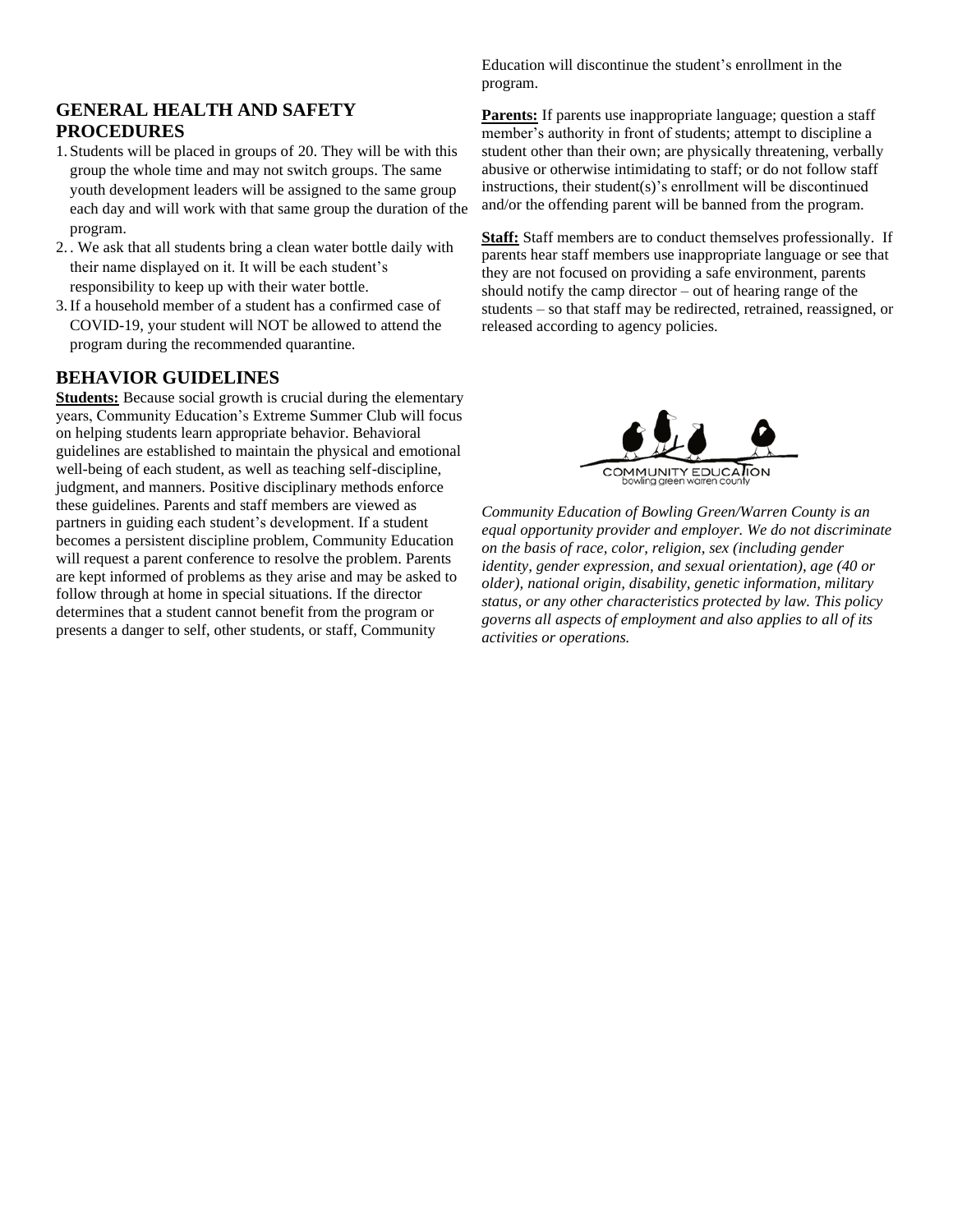## GENERAL HEALTH AND SAFETY PROCEDURES

1. Students will be placed in groups of 20. They will be with this group the whole time and may not switch groups. The same youth development leaders will be assigned to the same group each day and will work with that same group the duration of the program.
2. . We ask that all students bring a clean water bottle daily with their name displayed on it. It will be each student's responsibility to keep up with their water bottle.
3. If a household member of a student has a confirmed case of COVID-19, your student will NOT be allowed to attend the program during the recommended quarantine.

## BEHAVIOR GUIDELINES

**Students:** Because social growth is crucial during the elementary years, Community Education's Extreme Summer Club will focus on helping students learn appropriate behavior. Behavioral guidelines are established to maintain the physical and emotional well-being of each student, as well as teaching self-discipline, judgment, and manners. Positive disciplinary methods enforce these guidelines. Parents and staff members are viewed as partners in guiding each student's development. If a student becomes a persistent discipline problem, Community Education will request a parent conference to resolve the problem. Parents are kept informed of problems as they arise and may be asked to follow through at home in special situations. If the director determines that a student cannot benefit from the program or presents a danger to self, other students, or staff, Community Education will discontinue the student's enrollment in the program.

**Parents:** If parents use inappropriate language; question a staff member's authority in front of students; attempt to discipline a student other than their own; are physically threatening, verbally abusive or otherwise intimidating to staff; or do not follow staff instructions, their student(s)'s enrollment will be discontinued and/or the offending parent will be banned from the program.

**Staff:** Staff members are to conduct themselves professionally. If parents hear staff members use inappropriate language or see that they are not focused on providing a safe environment, parents should notify the camp director – out of hearing range of the students – so that staff may be redirected, retrained, reassigned, or released according to agency policies.

COMMUNITY EDUCATION
bowling green warren county

*Community Education of Bowling Green/Warren County is an equal opportunity provider and employer. We do not discriminate on the basis of race, color, religion, sex (including gender identity, gender expression, and sexual orientation), age (40 or older), national origin, disability, genetic information, military status, or any other characteristics protected by law. This policy governs all aspects of employment and also applies to all of its activities or operations.*